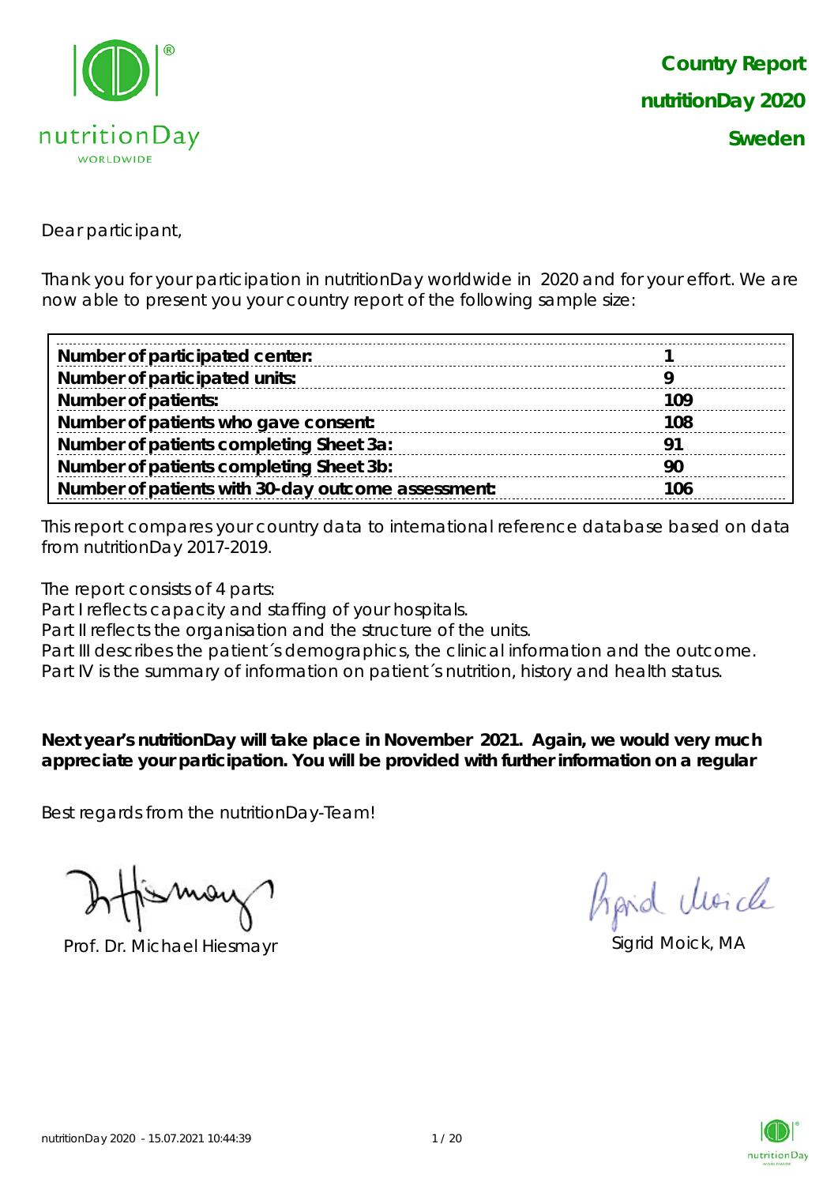# Country Report
# nutritionDay 2020
# Sweden

Dear participant,

Thank you for your participation in nutritionDay worldwide in 2020 and for your effort. We are now able to present you your country report of the following sample size:

| | |
|---|---|
| **Number of participated center:** | **1** |
| **Number of participated units:** | **9** |
| **Number of patients:** | **109** |
| **Number of patients who gave consent:** | **108** |
| **Number of patients completing Sheet 3a:** | **91** |
| **Number of patients completing Sheet 3b:** | **90** |
| **Number of patients with 30-day outcome assessment:** | **106** |

This report compares your country data to international reference database based on data from nutritionDay 2017-2019.

The report consists of 4 parts:
Part I reflects capacity and staffing of your hospitals.
Part II reflects the organisation and the structure of the units.
Part III describes the patient´s demographics, the clinical information and the outcome.
Part IV is the summary of information on patient´s nutrition, history and health status.

**Next year's nutritionDay will take place in November 2021. Again, we would very much appreciate your participation. You will be provided with further information on a regular**

Best regards from the nutritionDay-Team!

Prof. Dr. Michael Hiesmayr

Sigrid Moick, MA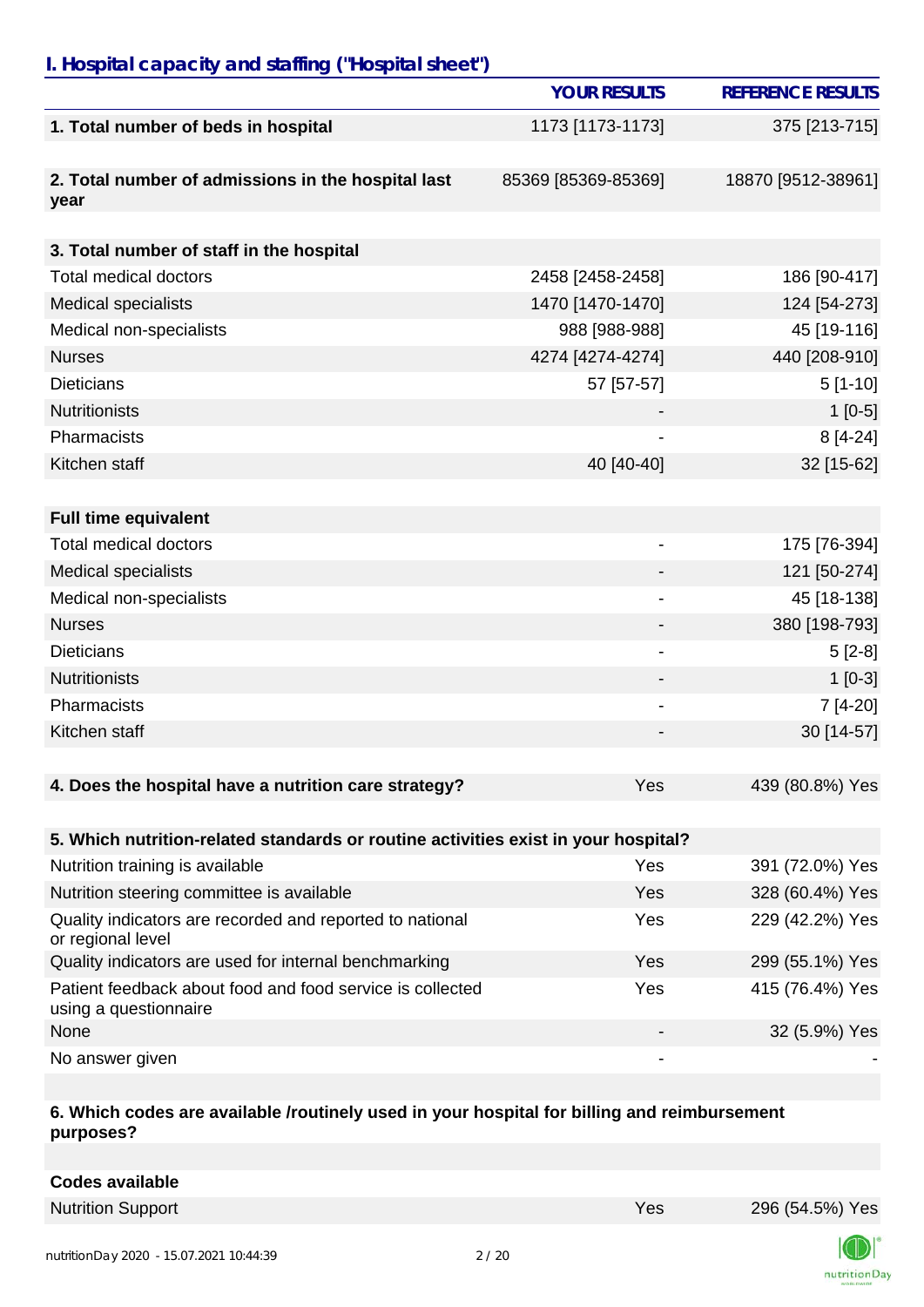## I. Hospital capacity and staffing ("Hospital sheet")

| | YOUR RESULTS | REFERENCE RESULTS |
|---|---|---|
| **1. Total number of beds in hospital** | 1173 [1173-1173] | 375 [213-715] |
| | | |
| **2. Total number of admissions in the hospital last year** | 85369 [85369-85369] | 18870 [9512-38961] |
| | | |
| **3. Total number of staff in the hospital** | | |
| Total medical doctors | 2458 [2458-2458] | 186 [90-417] |
| Medical specialists | 1470 [1470-1470] | 124 [54-273] |
| Medical non-specialists | 988 [988-988] | 45 [19-116] |
| Nurses | 4274 [4274-4274] | 440 [208-910] |
| Dieticians | 57 [57-57] | 5 [1-10] |
| Nutritionists | - | 1 [0-5] |
| Pharmacists | - | 8 [4-24] |
| Kitchen staff | 40 [40-40] | 32 [15-62] |
| | | |
| **Full time equivalent** | | |
| Total medical doctors | - | 175 [76-394] |
| Medical specialists | - | 121 [50-274] |
| Medical non-specialists | - | 45 [18-138] |
| Nurses | - | 380 [198-793] |
| Dieticians | - | 5 [2-8] |
| Nutritionists | - | 1 [0-3] |
| Pharmacists | - | 7 [4-20] |
| Kitchen staff | - | 30 [14-57] |
| | | |
| **4. Does the hospital have a nutrition care strategy?** | Yes | 439 (80.8%) Yes |
| | | |
| **5. Which nutrition-related standards or routine activities exist in your hospital?** | | |
| Nutrition training is available | Yes | 391 (72.0%) Yes |
| Nutrition steering committee is available | Yes | 328 (60.4%) Yes |
| Quality indicators are recorded and reported to national or regional level | Yes | 229 (42.2%) Yes |
| Quality indicators are used for internal benchmarking | Yes | 299 (55.1%) Yes |
| Patient feedback about food and food service is collected using a questionnaire | Yes | 415 (76.4%) Yes |
| None | - | 32 (5.9%) Yes |
| No answer given | - | - |
| | | |
| **6. Which codes are available /routinely used in your hospital for billing and reimbursement purposes?** | | |
| | | |
| **Codes available** | | |
| Nutrition Support | Yes | 296 (54.5%) Yes |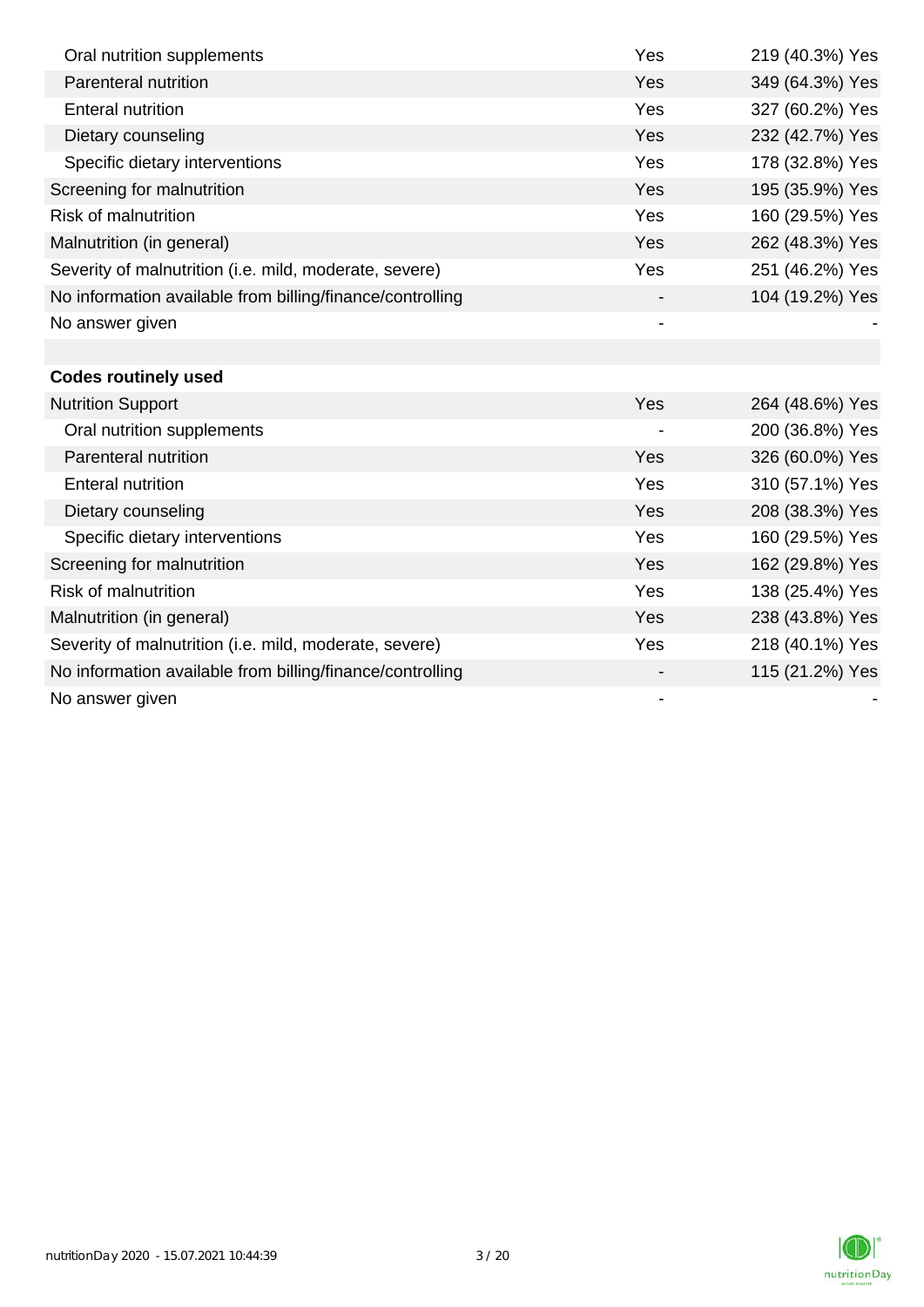| | | |
|---|---|---|
| Oral nutrition supplements | Yes | 219 (40.3%) Yes |
| Parenteral nutrition | Yes | 349 (64.3%) Yes |
| Enteral nutrition | Yes | 327 (60.2%) Yes |
| Dietary counseling | Yes | 232 (42.7%) Yes |
| Specific dietary interventions | Yes | 178 (32.8%) Yes |
| Screening for malnutrition | Yes | 195 (35.9%) Yes |
| Risk of malnutrition | Yes | 160 (29.5%) Yes |
| Malnutrition (in general) | Yes | 262 (48.3%) Yes |
| Severity of malnutrition (i.e. mild, moderate, severe) | Yes | 251 (46.2%) Yes |
| No information available from billing/finance/controlling | - | 104 (19.2%) Yes |
| No answer given | - | - |
| | | |
| **Codes routinely used** | | |
| Nutrition Support | Yes | 264 (48.6%) Yes |
| Oral nutrition supplements | - | 200 (36.8%) Yes |
| Parenteral nutrition | Yes | 326 (60.0%) Yes |
| Enteral nutrition | Yes | 310 (57.1%) Yes |
| Dietary counseling | Yes | 208 (38.3%) Yes |
| Specific dietary interventions | Yes | 160 (29.5%) Yes |
| Screening for malnutrition | Yes | 162 (29.8%) Yes |
| Risk of malnutrition | Yes | 138 (25.4%) Yes |
| Malnutrition (in general) | Yes | 238 (43.8%) Yes |
| Severity of malnutrition (i.e. mild, moderate, severe) | Yes | 218 (40.1%) Yes |
| No information available from billing/finance/controlling | - | 115 (21.2%) Yes |
| No answer given | - | - |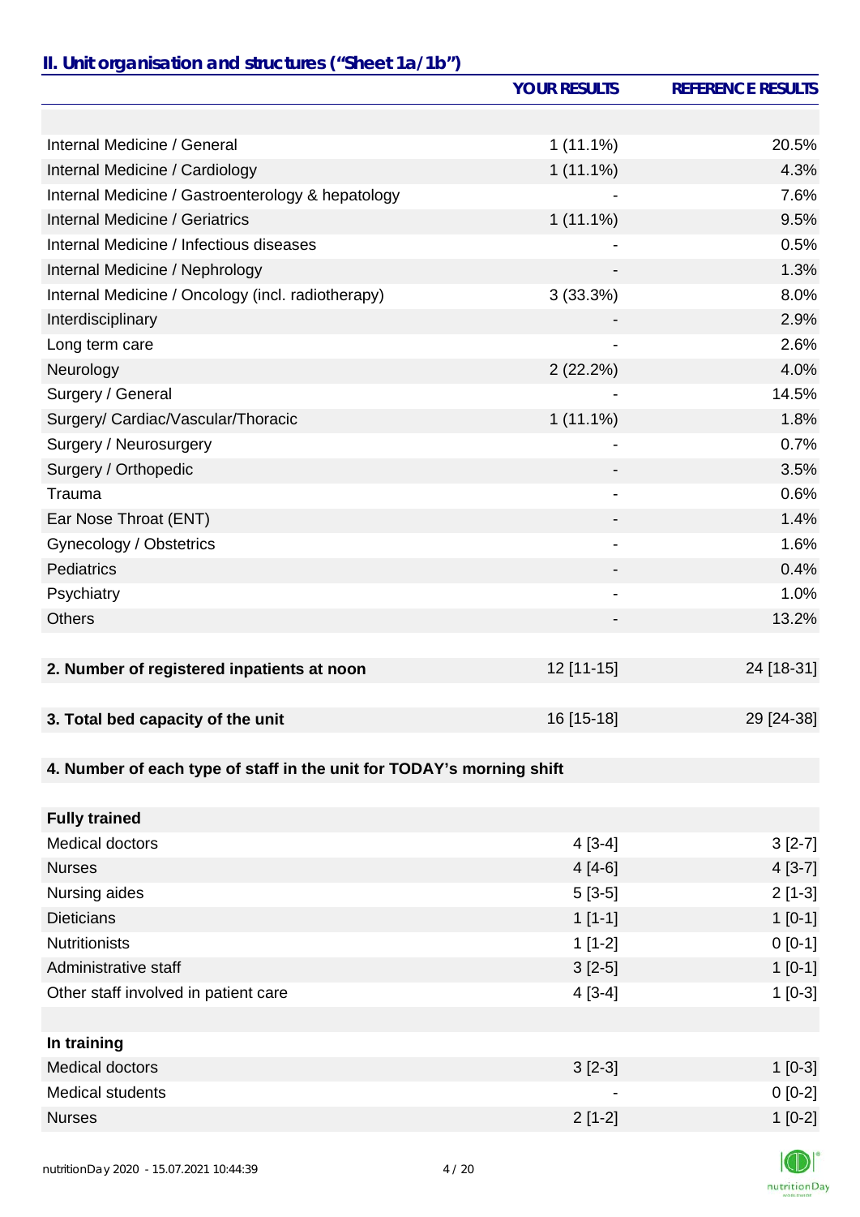## II. Unit organisation and structures ("Sheet 1a/1b")

| | YOUR RESULTS | REFERENCE RESULTS |
|---|---|---|
| | | |
| Internal Medicine / General | 1 (11.1%) | 20.5% |
| Internal Medicine / Cardiology | 1 (11.1%) | 4.3% |
| Internal Medicine / Gastroenterology & hepatology | - | 7.6% |
| Internal Medicine / Geriatrics | 1 (11.1%) | 9.5% |
| Internal Medicine / Infectious diseases | - | 0.5% |
| Internal Medicine / Nephrology | - | 1.3% |
| Internal Medicine / Oncology (incl. radiotherapy) | 3 (33.3%) | 8.0% |
| Interdisciplinary | - | 2.9% |
| Long term care | - | 2.6% |
| Neurology | 2 (22.2%) | 4.0% |
| Surgery / General | - | 14.5% |
| Surgery/ Cardiac/Vascular/Thoracic | 1 (11.1%) | 1.8% |
| Surgery / Neurosurgery | - | 0.7% |
| Surgery / Orthopedic | - | 3.5% |
| Trauma | - | 0.6% |
| Ear Nose Throat (ENT) | - | 1.4% |
| Gynecology / Obstetrics | - | 1.6% |
| Pediatrics | - | 0.4% |
| Psychiatry | - | 1.0% |
| Others | - | 13.2% |
| | | |
| **2. Number of registered inpatients at noon** | 12 [11-15] | 24 [18-31] |
| | | |
| **3. Total bed capacity of the unit** | 16 [15-18] | 29 [24-38] |
| | | |
| **4. Number of each type of staff in the unit for TODAY's morning shift** | | |
| | | |
| **Fully trained** | | |
| Medical doctors | 4 [3-4] | 3 [2-7] |
| Nurses | 4 [4-6] | 4 [3-7] |
| Nursing aides | 5 [3-5] | 2 [1-3] |
| Dieticians | 1 [1-1] | 1 [0-1] |
| Nutritionists | 1 [1-2] | 0 [0-1] |
| Administrative staff | 3 [2-5] | 1 [0-1] |
| Other staff involved in patient care | 4 [3-4] | 1 [0-3] |
| | | |
| **In training** | | |
| Medical doctors | 3 [2-3] | 1 [0-3] |
| Medical students | - | 0 [0-2] |
| Nurses | 2 [1-2] | 1 [0-2] |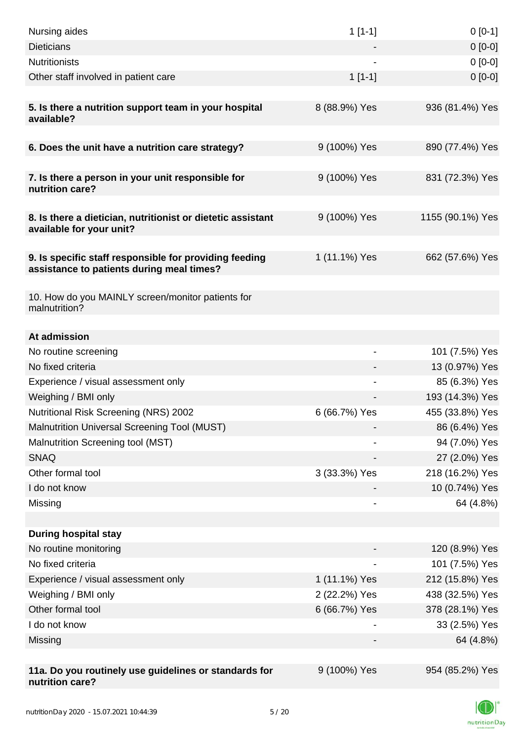| | | |
|---|---|---|
| Nursing aides | 1 [1-1] | 0 [0-1] |
| Dieticians | - | 0 [0-0] |
| Nutritionists | - | 0 [0-0] |
| Other staff involved in patient care | 1 [1-1] | 0 [0-0] |
| | | |
| **5. Is there a nutrition support team in your hospital available?** | 8 (88.9%) Yes | 936 (81.4%) Yes |
| | | |
| **6. Does the unit have a nutrition care strategy?** | 9 (100%) Yes | 890 (77.4%) Yes |
| | | |
| **7. Is there a person in your unit responsible for nutrition care?** | 9 (100%) Yes | 831 (72.3%) Yes |
| | | |
| **8. Is there a dietician, nutritionist or dietetic assistant available for your unit?** | 9 (100%) Yes | 1155 (90.1%) Yes |
| | | |
| **9. Is specific staff responsible for providing feeding assistance to patients during meal times?** | 1 (11.1%) Yes | 662 (57.6%) Yes |
| | | |
| 10. How do you MAINLY screen/monitor patients for malnutrition? | | |
| | | |
| **At admission** | | |
| No routine screening | - | 101 (7.5%) Yes |
| No fixed criteria | - | 13 (0.97%) Yes |
| Experience / visual assessment only | - | 85 (6.3%) Yes |
| Weighing / BMI only | - | 193 (14.3%) Yes |
| Nutritional Risk Screening (NRS) 2002 | 6 (66.7%) Yes | 455 (33.8%) Yes |
| Malnutrition Universal Screening Tool (MUST) | - | 86 (6.4%) Yes |
| Malnutrition Screening tool (MST) | - | 94 (7.0%) Yes |
| SNAQ | - | 27 (2.0%) Yes |
| Other formal tool | 3 (33.3%) Yes | 218 (16.2%) Yes |
| I do not know | - | 10 (0.74%) Yes |
| Missing | - | 64 (4.8%) |
| | | |
| **During hospital stay** | | |
| No routine monitoring | - | 120 (8.9%) Yes |
| No fixed criteria | - | 101 (7.5%) Yes |
| Experience / visual assessment only | 1 (11.1%) Yes | 212 (15.8%) Yes |
| Weighing / BMI only | 2 (22.2%) Yes | 438 (32.5%) Yes |
| Other formal tool | 6 (66.7%) Yes | 378 (28.1%) Yes |
| I do not know | - | 33 (2.5%) Yes |
| Missing | - | 64 (4.8%) |
| | | |
| **11a. Do you routinely use guidelines or standards for nutrition care?** | 9 (100%) Yes | 954 (85.2%) Yes |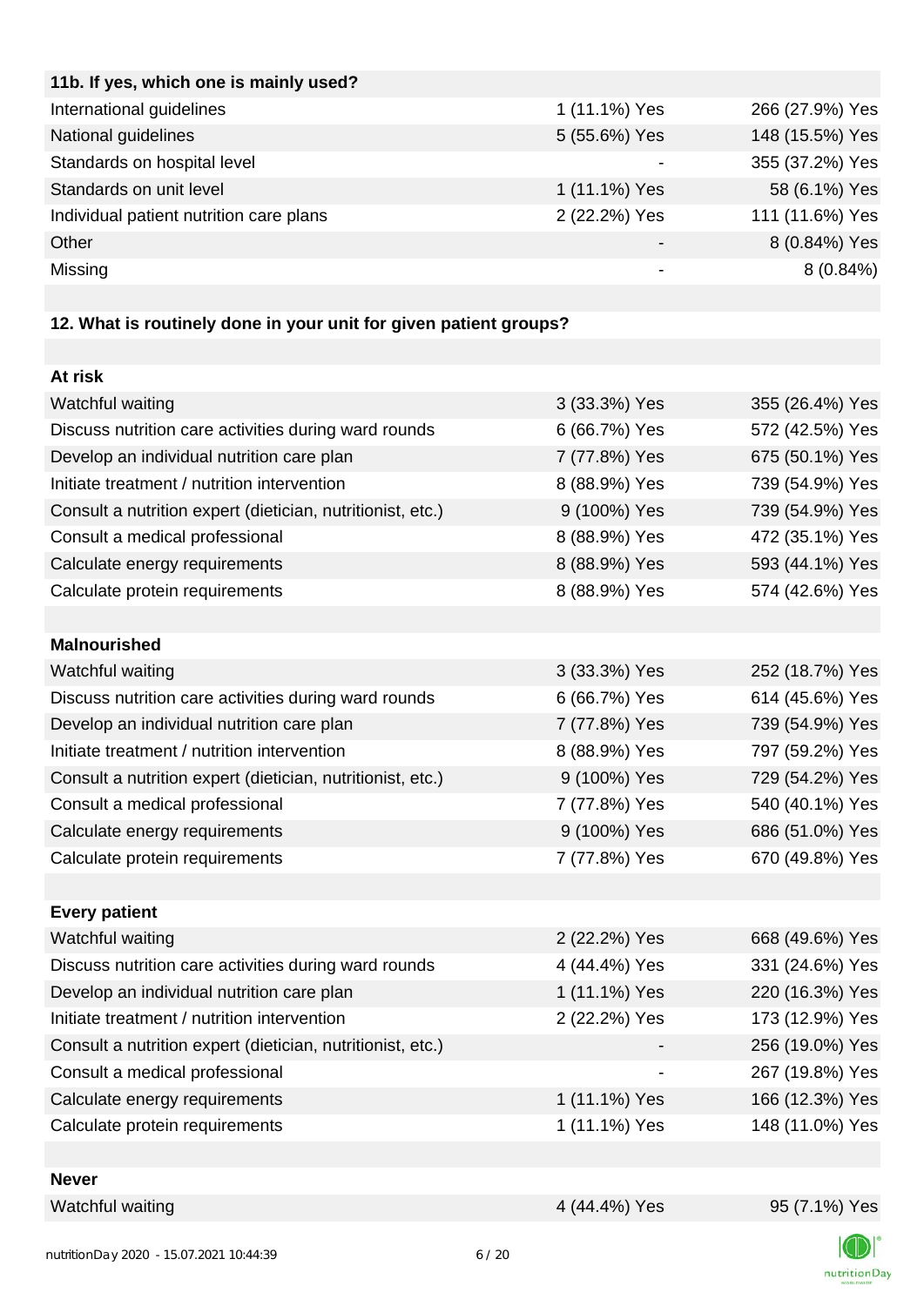| 11b. If yes, which one is mainly used? | | |
|---|---|---|
| International guidelines | 1 (11.1%) Yes | 266 (27.9%) Yes |
| National guidelines | 5 (55.6%) Yes | 148 (15.5%) Yes |
| Standards on hospital level | - | 355 (37.2%) Yes |
| Standards on unit level | 1 (11.1%) Yes | 58 (6.1%) Yes |
| Individual patient nutrition care plans | 2 (22.2%) Yes | 111 (11.6%) Yes |
| Other | - | 8 (0.84%) Yes |
| Missing | - | 8 (0.84%) |

**12. What is routinely done in your unit for given patient groups?**

| At risk | | |
|---|---|---|
| Watchful waiting | 3 (33.3%) Yes | 355 (26.4%) Yes |
| Discuss nutrition care activities during ward rounds | 6 (66.7%) Yes | 572 (42.5%) Yes |
| Develop an individual nutrition care plan | 7 (77.8%) Yes | 675 (50.1%) Yes |
| Initiate treatment / nutrition intervention | 8 (88.9%) Yes | 739 (54.9%) Yes |
| Consult a nutrition expert (dietician, nutritionist, etc.) | 9 (100%) Yes | 739 (54.9%) Yes |
| Consult a medical professional | 8 (88.9%) Yes | 472 (35.1%) Yes |
| Calculate energy requirements | 8 (88.9%) Yes | 593 (44.1%) Yes |
| Calculate protein requirements | 8 (88.9%) Yes | 574 (42.6%) Yes |

| Malnourished | | |
|---|---|---|
| Watchful waiting | 3 (33.3%) Yes | 252 (18.7%) Yes |
| Discuss nutrition care activities during ward rounds | 6 (66.7%) Yes | 614 (45.6%) Yes |
| Develop an individual nutrition care plan | 7 (77.8%) Yes | 739 (54.9%) Yes |
| Initiate treatment / nutrition intervention | 8 (88.9%) Yes | 797 (59.2%) Yes |
| Consult a nutrition expert (dietician, nutritionist, etc.) | 9 (100%) Yes | 729 (54.2%) Yes |
| Consult a medical professional | 7 (77.8%) Yes | 540 (40.1%) Yes |
| Calculate energy requirements | 9 (100%) Yes | 686 (51.0%) Yes |
| Calculate protein requirements | 7 (77.8%) Yes | 670 (49.8%) Yes |

| Every patient | | |
|---|---|---|
| Watchful waiting | 2 (22.2%) Yes | 668 (49.6%) Yes |
| Discuss nutrition care activities during ward rounds | 4 (44.4%) Yes | 331 (24.6%) Yes |
| Develop an individual nutrition care plan | 1 (11.1%) Yes | 220 (16.3%) Yes |
| Initiate treatment / nutrition intervention | 2 (22.2%) Yes | 173 (12.9%) Yes |
| Consult a nutrition expert (dietician, nutritionist, etc.) | - | 256 (19.0%) Yes |
| Consult a medical professional | - | 267 (19.8%) Yes |
| Calculate energy requirements | 1 (11.1%) Yes | 166 (12.3%) Yes |
| Calculate protein requirements | 1 (11.1%) Yes | 148 (11.0%) Yes |

| Never | | |
|---|---|---|
| Watchful waiting | 4 (44.4%) Yes | 95 (7.1%) Yes |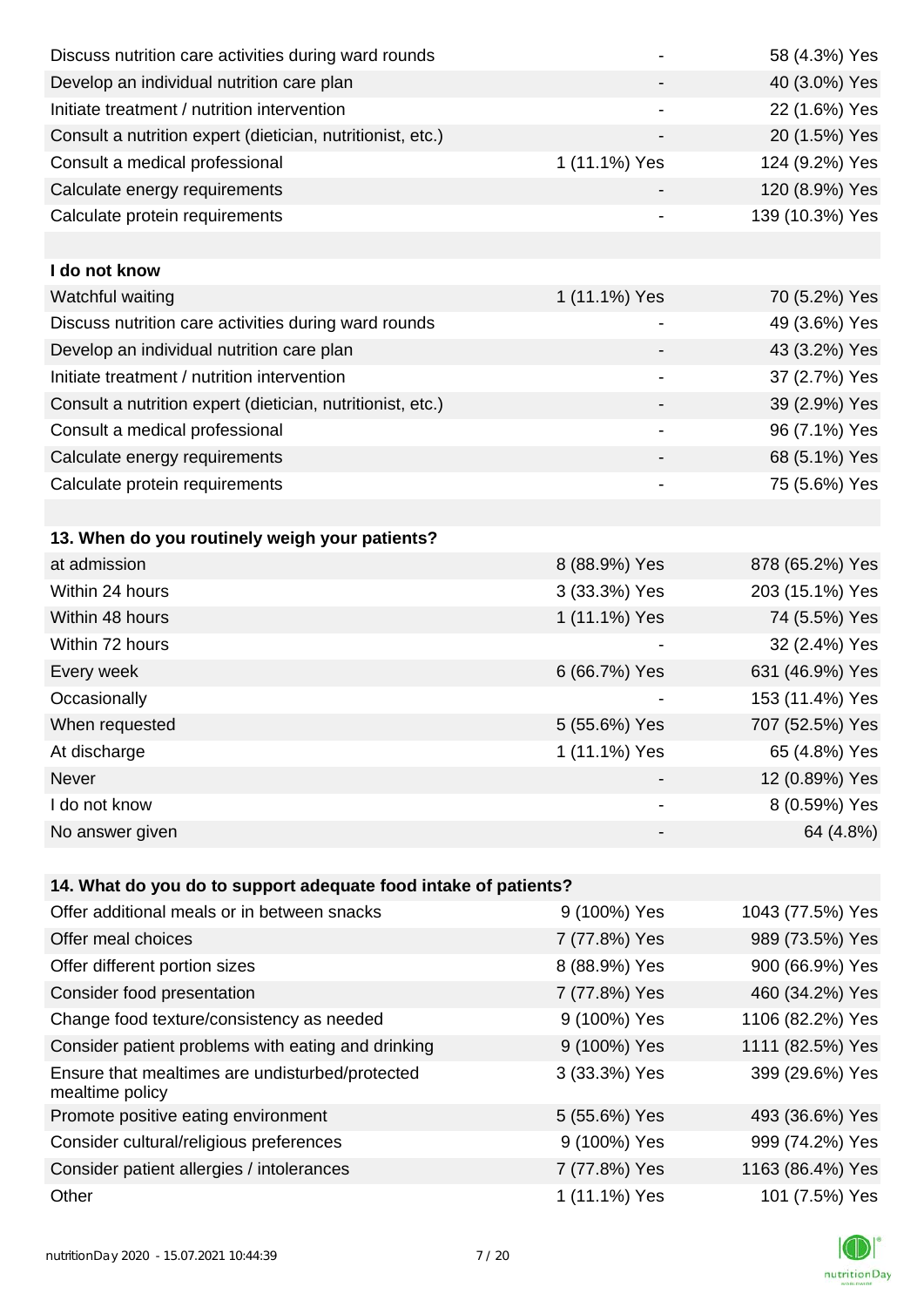| | | |
|---|---|---|
| Discuss nutrition care activities during ward rounds | - | 58 (4.3%) Yes |
| Develop an individual nutrition care plan | - | 40 (3.0%) Yes |
| Initiate treatment / nutrition intervention | - | 22 (1.6%) Yes |
| Consult a nutrition expert (dietician, nutritionist, etc.) | - | 20 (1.5%) Yes |
| Consult a medical professional | 1 (11.1%) Yes | 124 (9.2%) Yes |
| Calculate energy requirements | - | 120 (8.9%) Yes |
| Calculate protein requirements | - | 139 (10.3%) Yes |
| | | |
| **I do not know** | | |
| Watchful waiting | 1 (11.1%) Yes | 70 (5.2%) Yes |
| Discuss nutrition care activities during ward rounds | - | 49 (3.6%) Yes |
| Develop an individual nutrition care plan | - | 43 (3.2%) Yes |
| Initiate treatment / nutrition intervention | - | 37 (2.7%) Yes |
| Consult a nutrition expert (dietician, nutritionist, etc.) | - | 39 (2.9%) Yes |
| Consult a medical professional | - | 96 (7.1%) Yes |
| Calculate energy requirements | - | 68 (5.1%) Yes |
| Calculate protein requirements | - | 75 (5.6%) Yes |

| **13. When do you routinely weigh your patients?** | | |
|---|---|---|
| at admission | 8 (88.9%) Yes | 878 (65.2%) Yes |
| Within 24 hours | 3 (33.3%) Yes | 203 (15.1%) Yes |
| Within 48 hours | 1 (11.1%) Yes | 74 (5.5%) Yes |
| Within 72 hours | - | 32 (2.4%) Yes |
| Every week | 6 (66.7%) Yes | 631 (46.9%) Yes |
| Occasionally | - | 153 (11.4%) Yes |
| When requested | 5 (55.6%) Yes | 707 (52.5%) Yes |
| At discharge | 1 (11.1%) Yes | 65 (4.8%) Yes |
| Never | - | 12 (0.89%) Yes |
| I do not know | - | 8 (0.59%) Yes |
| No answer given | - | 64 (4.8%) |

| **14. What do you do to support adequate food intake of patients?** | | |
|---|---|---|
| Offer additional meals or in between snacks | 9 (100%) Yes | 1043 (77.5%) Yes |
| Offer meal choices | 7 (77.8%) Yes | 989 (73.5%) Yes |
| Offer different portion sizes | 8 (88.9%) Yes | 900 (66.9%) Yes |
| Consider food presentation | 7 (77.8%) Yes | 460 (34.2%) Yes |
| Change food texture/consistency as needed | 9 (100%) Yes | 1106 (82.2%) Yes |
| Consider patient problems with eating and drinking | 9 (100%) Yes | 1111 (82.5%) Yes |
| Ensure that mealtimes are undisturbed/protected mealtime policy | 3 (33.3%) Yes | 399 (29.6%) Yes |
| Promote positive eating environment | 5 (55.6%) Yes | 493 (36.6%) Yes |
| Consider cultural/religious preferences | 9 (100%) Yes | 999 (74.2%) Yes |
| Consider patient allergies / intolerances | 7 (77.8%) Yes | 1163 (86.4%) Yes |
| Other | 1 (11.1%) Yes | 101 (7.5%) Yes |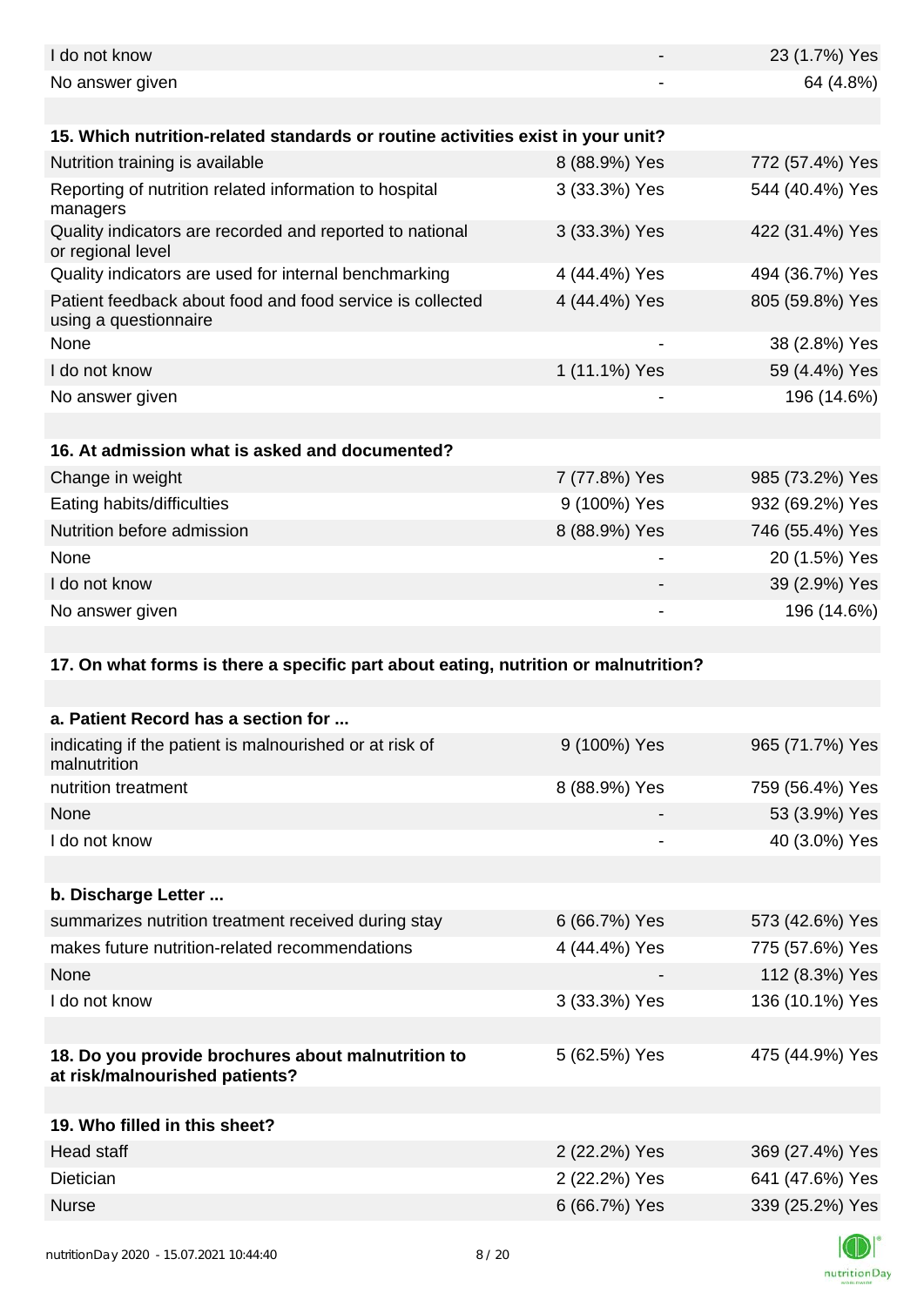| | | |
|---|---|---|
| I do not know | - | 23 (1.7%) Yes |
| No answer given | - | 64 (4.8%) |

| **15. Which nutrition-related standards or routine activities exist in your unit?** | | |
|---|---|---|
| Nutrition training is available | 8 (88.9%) Yes | 772 (57.4%) Yes |
| Reporting of nutrition related information to hospital managers | 3 (33.3%) Yes | 544 (40.4%) Yes |
| Quality indicators are recorded and reported to national or regional level | 3 (33.3%) Yes | 422 (31.4%) Yes |
| Quality indicators are used for internal benchmarking | 4 (44.4%) Yes | 494 (36.7%) Yes |
| Patient feedback about food and food service is collected using a questionnaire | 4 (44.4%) Yes | 805 (59.8%) Yes |
| None | - | 38 (2.8%) Yes |
| I do not know | 1 (11.1%) Yes | 59 (4.4%) Yes |
| No answer given | - | 196 (14.6%) |

| **16. At admission what is asked and documented?** | | |
|---|---|---|
| Change in weight | 7 (77.8%) Yes | 985 (73.2%) Yes |
| Eating habits/difficulties | 9 (100%) Yes | 932 (69.2%) Yes |
| Nutrition before admission | 8 (88.9%) Yes | 746 (55.4%) Yes |
| None | - | 20 (1.5%) Yes |
| I do not know | - | 39 (2.9%) Yes |
| No answer given | - | 196 (14.6%) |

**17. On what forms is there a specific part about eating, nutrition or malnutrition?**

| **a. Patient Record has a section for ...** | | |
|---|---|---|
| indicating if the patient is malnourished or at risk of malnutrition | 9 (100%) Yes | 965 (71.7%) Yes |
| nutrition treatment | 8 (88.9%) Yes | 759 (56.4%) Yes |
| None | - | 53 (3.9%) Yes |
| I do not know | - | 40 (3.0%) Yes |

| **b. Discharge Letter ...** | | |
|---|---|---|
| summarizes nutrition treatment received during stay | 6 (66.7%) Yes | 573 (42.6%) Yes |
| makes future nutrition-related recommendations | 4 (44.4%) Yes | 775 (57.6%) Yes |
| None | - | 112 (8.3%) Yes |
| I do not know | 3 (33.3%) Yes | 136 (10.1%) Yes |

| | | |
|---|---|---|
| **18. Do you provide brochures about malnutrition to at risk/malnourished patients?** | 5 (62.5%) Yes | 475 (44.9%) Yes |

| **19. Who filled in this sheet?** | | |
|---|---|---|
| Head staff | 2 (22.2%) Yes | 369 (27.4%) Yes |
| Dietician | 2 (22.2%) Yes | 641 (47.6%) Yes |
| Nurse | 6 (66.7%) Yes | 339 (25.2%) Yes |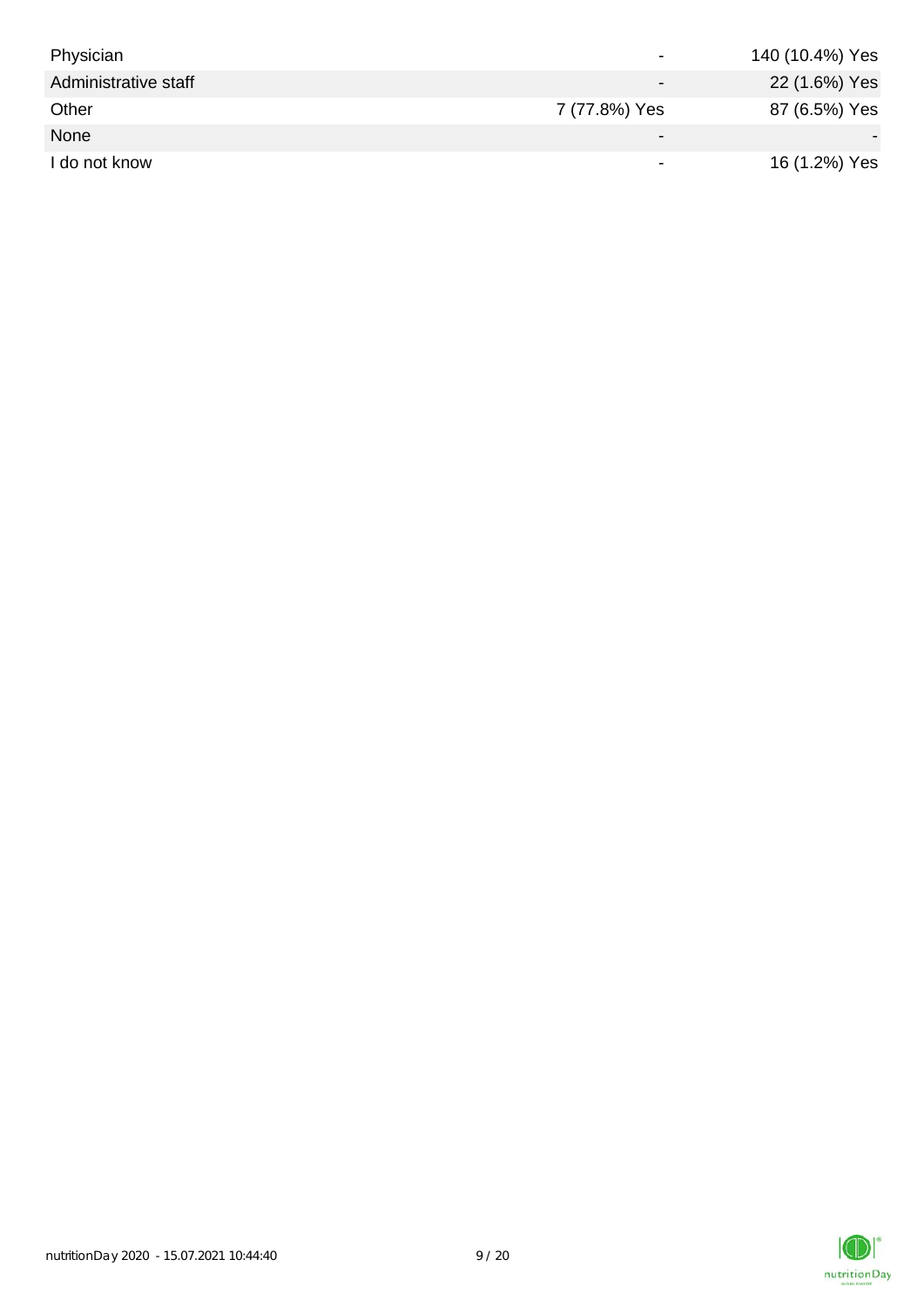| | | |
|---|---|---|
| Physician | - | 140 (10.4%) Yes |
| Administrative staff | - | 22 (1.6%) Yes |
| Other | 7 (77.8%) Yes | 87 (6.5%) Yes |
| None | - | - |
| I do not know | - | 16 (1.2%) Yes |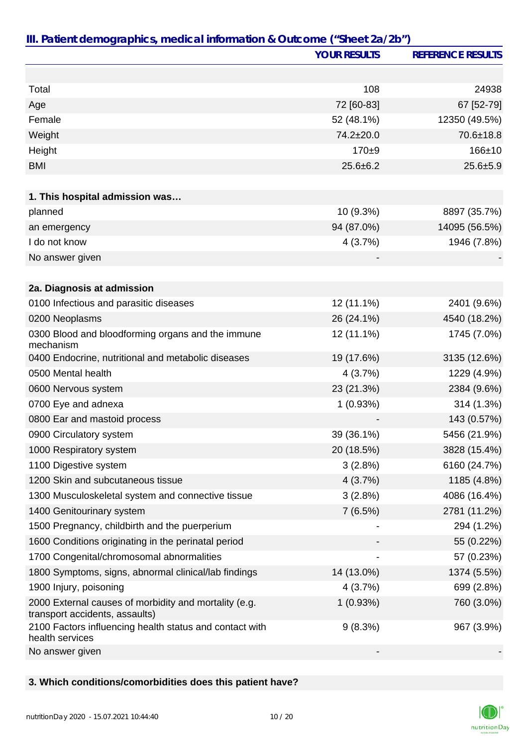## III. Patient demographics, medical information & Outcome ("Sheet 2a/2b")

| | YOUR RESULTS | REFERENCE RESULTS |
|---|---|---|
| Total | 108 | 24938 |
| Age | 72 [60-83] | 67 [52-79] |
| Female | 52 (48.1%) | 12350 (49.5%) |
| Weight | 74.2±20.0 | 70.6±18.8 |
| Height | 170±9 | 166±10 |
| BMI | 25.6±6.2 | 25.6±5.9 |
| **1. This hospital admission was…** | | |
| planned | 10 (9.3%) | 8897 (35.7%) |
| an emergency | 94 (87.0%) | 14095 (56.5%) |
| I do not know | 4 (3.7%) | 1946 (7.8%) |
| No answer given | - | - |
| **2a. Diagnosis at admission** | | |
| 0100 Infectious and parasitic diseases | 12 (11.1%) | 2401 (9.6%) |
| 0200 Neoplasms | 26 (24.1%) | 4540 (18.2%) |
| 0300 Blood and bloodforming organs and the immune mechanism | 12 (11.1%) | 1745 (7.0%) |
| 0400 Endocrine, nutritional and metabolic diseases | 19 (17.6%) | 3135 (12.6%) |
| 0500 Mental health | 4 (3.7%) | 1229 (4.9%) |
| 0600 Nervous system | 23 (21.3%) | 2384 (9.6%) |
| 0700 Eye and adnexa | 1 (0.93%) | 314 (1.3%) |
| 0800 Ear and mastoid process | - | 143 (0.57%) |
| 0900 Circulatory system | 39 (36.1%) | 5456 (21.9%) |
| 1000 Respiratory system | 20 (18.5%) | 3828 (15.4%) |
| 1100 Digestive system | 3 (2.8%) | 6160 (24.7%) |
| 1200 Skin and subcutaneous tissue | 4 (3.7%) | 1185 (4.8%) |
| 1300 Musculoskeletal system and connective tissue | 3 (2.8%) | 4086 (16.4%) |
| 1400 Genitourinary system | 7 (6.5%) | 2781 (11.2%) |
| 1500 Pregnancy, childbirth and the puerperium | - | 294 (1.2%) |
| 1600 Conditions originating in the perinatal period | - | 55 (0.22%) |
| 1700 Congenital/chromosomal abnormalities | - | 57 (0.23%) |
| 1800 Symptoms, signs, abnormal clinical/lab findings | 14 (13.0%) | 1374 (5.5%) |
| 1900 Injury, poisoning | 4 (3.7%) | 699 (2.8%) |
| 2000 External causes of morbidity and mortality (e.g. transport accidents, assaults) | 1 (0.93%) | 760 (3.0%) |
| 2100 Factors influencing health status and contact with health services | 9 (8.3%) | 967 (3.9%) |
| No answer given | - | - |

**3. Which conditions/comorbidities does this patient have?**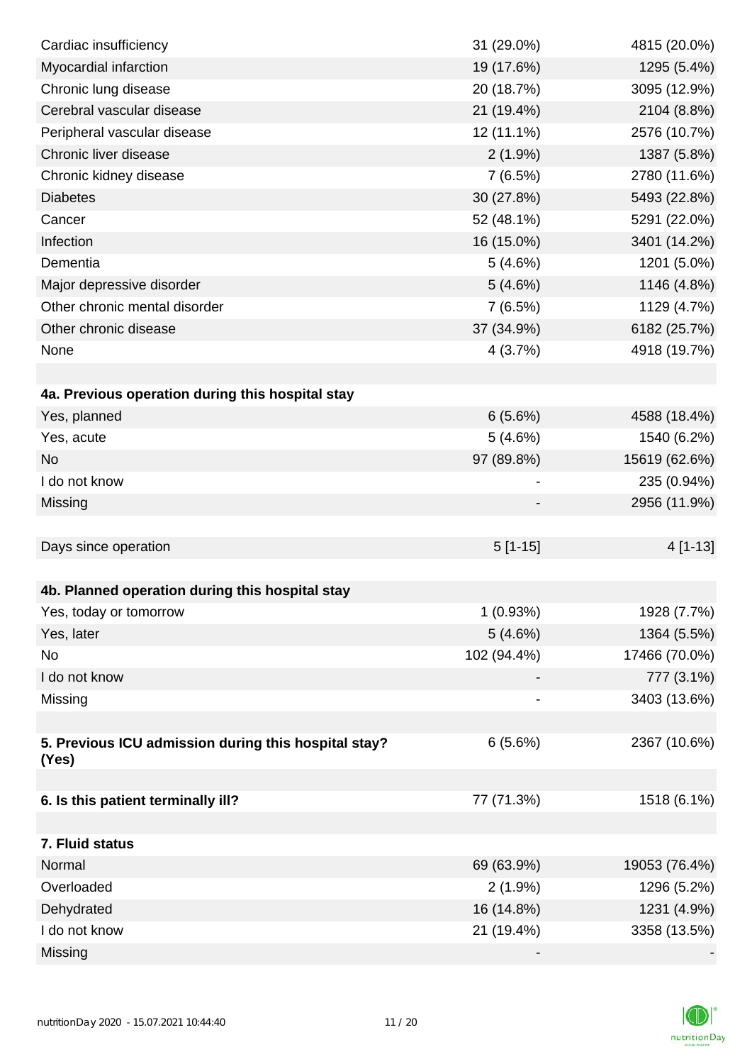| | | |
|---|---|---|
| Cardiac insufficiency | 31 (29.0%) | 4815 (20.0%) |
| Myocardial infarction | 19 (17.6%) | 1295 (5.4%) |
| Chronic lung disease | 20 (18.7%) | 3095 (12.9%) |
| Cerebral vascular disease | 21 (19.4%) | 2104 (8.8%) |
| Peripheral vascular disease | 12 (11.1%) | 2576 (10.7%) |
| Chronic liver disease | 2 (1.9%) | 1387 (5.8%) |
| Chronic kidney disease | 7 (6.5%) | 2780 (11.6%) |
| Diabetes | 30 (27.8%) | 5493 (22.8%) |
| Cancer | 52 (48.1%) | 5291 (22.0%) |
| Infection | 16 (15.0%) | 3401 (14.2%) |
| Dementia | 5 (4.6%) | 1201 (5.0%) |
| Major depressive disorder | 5 (4.6%) | 1146 (4.8%) |
| Other chronic mental disorder | 7 (6.5%) | 1129 (4.7%) |
| Other chronic disease | 37 (34.9%) | 6182 (25.7%) |
| None | 4 (3.7%) | 4918 (19.7%) |
| | | |
| **4a. Previous operation during this hospital stay** | | |
| Yes, planned | 6 (5.6%) | 4588 (18.4%) |
| Yes, acute | 5 (4.6%) | 1540 (6.2%) |
| No | 97 (89.8%) | 15619 (62.6%) |
| I do not know | - | 235 (0.94%) |
| Missing | - | 2956 (11.9%) |
| | | |
| Days since operation | 5 [1-15] | 4 [1-13] |
| | | |
| **4b. Planned operation during this hospital stay** | | |
| Yes, today or tomorrow | 1 (0.93%) | 1928 (7.7%) |
| Yes, later | 5 (4.6%) | 1364 (5.5%) |
| No | 102 (94.4%) | 17466 (70.0%) |
| I do not know | - | 777 (3.1%) |
| Missing | - | 3403 (13.6%) |
| | | |
| **5. Previous ICU admission during this hospital stay? (Yes)** | 6 (5.6%) | 2367 (10.6%) |
| | | |
| **6. Is this patient terminally ill?** | 77 (71.3%) | 1518 (6.1%) |
| | | |
| **7. Fluid status** | | |
| Normal | 69 (63.9%) | 19053 (76.4%) |
| Overloaded | 2 (1.9%) | 1296 (5.2%) |
| Dehydrated | 16 (14.8%) | 1231 (4.9%) |
| I do not know | 21 (19.4%) | 3358 (13.5%) |
| Missing | - | - |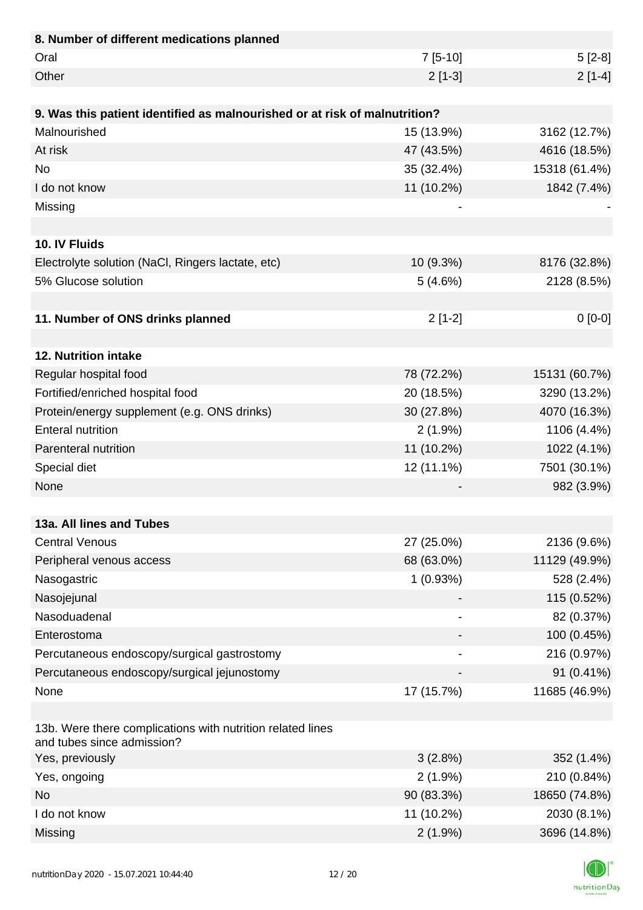| **8. Number of different medications planned** | | |
|---|---|---|
| Oral | 7 [5-10] | 5 [2-8] |
| Other | 2 [1-3] | 2 [1-4] |
| | | |
| **9. Was this patient identified as malnourished or at risk of malnutrition?** | | |
| Malnourished | 15 (13.9%) | 3162 (12.7%) |
| At risk | 47 (43.5%) | 4616 (18.5%) |
| No | 35 (32.4%) | 15318 (61.4%) |
| I do not know | 11 (10.2%) | 1842 (7.4%) |
| Missing | - | - |
| | | |
| **10. IV Fluids** | | |
| Electrolyte solution (NaCl, Ringers lactate, etc) | 10 (9.3%) | 8176 (32.8%) |
| 5% Glucose solution | 5 (4.6%) | 2128 (8.5%) |
| | | |
| **11. Number of ONS drinks planned** | 2 [1-2] | 0 [0-0] |
| | | |
| **12. Nutrition intake** | | |
| Regular hospital food | 78 (72.2%) | 15131 (60.7%) |
| Fortified/enriched hospital food | 20 (18.5%) | 3290 (13.2%) |
| Protein/energy supplement (e.g. ONS drinks) | 30 (27.8%) | 4070 (16.3%) |
| Enteral nutrition | 2 (1.9%) | 1106 (4.4%) |
| Parenteral nutrition | 11 (10.2%) | 1022 (4.1%) |
| Special diet | 12 (11.1%) | 7501 (30.1%) |
| None | - | 982 (3.9%) |
| | | |
| **13a. All lines and Tubes** | | |
| Central Venous | 27 (25.0%) | 2136 (9.6%) |
| Peripheral venous access | 68 (63.0%) | 11129 (49.9%) |
| Nasogastric | 1 (0.93%) | 528 (2.4%) |
| Nasojejunal | - | 115 (0.52%) |
| Nasoduadenal | - | 82 (0.37%) |
| Enterostoma | - | 100 (0.45%) |
| Percutaneous endoscopy/surgical gastrostomy | - | 216 (0.97%) |
| Percutaneous endoscopy/surgical jejunostomy | - | 91 (0.41%) |
| None | 17 (15.7%) | 11685 (46.9%) |
| | | |
| 13b. Were there complications with nutrition related lines and tubes since admission? | | |
| Yes, previously | 3 (2.8%) | 352 (1.4%) |
| Yes, ongoing | 2 (1.9%) | 210 (0.84%) |
| No | 90 (83.3%) | 18650 (74.8%) |
| I do not know | 11 (10.2%) | 2030 (8.1%) |
| Missing | 2 (1.9%) | 3696 (14.8%) |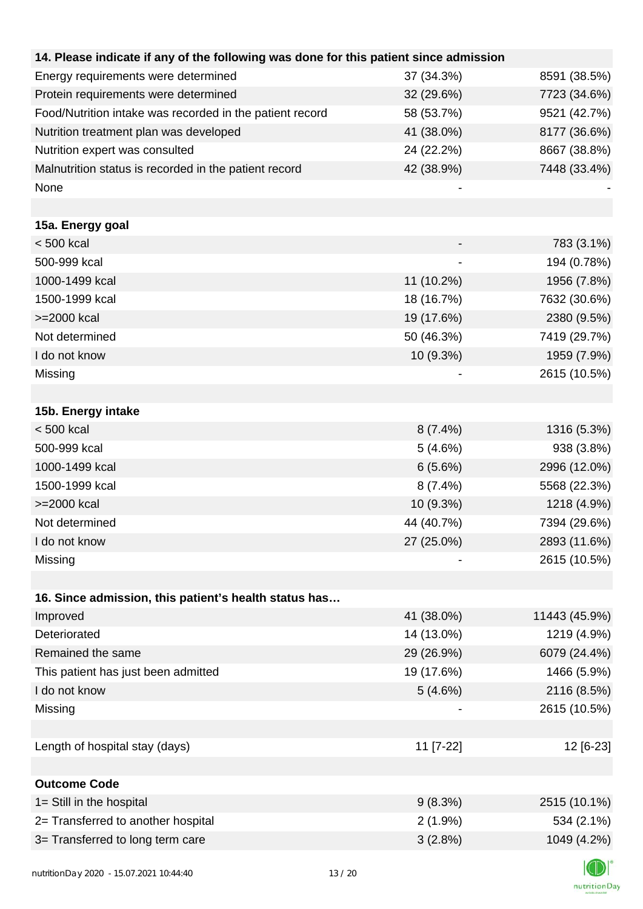| 14. Please indicate if any of the following was done for this patient since admission | | |
|---|---|---|
| Energy requirements were determined | 37 (34.3%) | 8591 (38.5%) |
| Protein requirements were determined | 32 (29.6%) | 7723 (34.6%) |
| Food/Nutrition intake was recorded in the patient record | 58 (53.7%) | 9521 (42.7%) |
| Nutrition treatment plan was developed | 41 (38.0%) | 8177 (36.6%) |
| Nutrition expert was consulted | 24 (22.2%) | 8667 (38.8%) |
| Malnutrition status is recorded in the patient record | 42 (38.9%) | 7448 (33.4%) |
| None | - | - |
| | | |
| **15a. Energy goal** | | |
| < 500 kcal | - | 783 (3.1%) |
| 500-999 kcal | - | 194 (0.78%) |
| 1000-1499 kcal | 11 (10.2%) | 1956 (7.8%) |
| 1500-1999 kcal | 18 (16.7%) | 7632 (30.6%) |
| >=2000 kcal | 19 (17.6%) | 2380 (9.5%) |
| Not determined | 50 (46.3%) | 7419 (29.7%) |
| I do not know | 10 (9.3%) | 1959 (7.9%) |
| Missing | - | 2615 (10.5%) |
| | | |
| **15b. Energy intake** | | |
| < 500 kcal | 8 (7.4%) | 1316 (5.3%) |
| 500-999 kcal | 5 (4.6%) | 938 (3.8%) |
| 1000-1499 kcal | 6 (5.6%) | 2996 (12.0%) |
| 1500-1999 kcal | 8 (7.4%) | 5568 (22.3%) |
| >=2000 kcal | 10 (9.3%) | 1218 (4.9%) |
| Not determined | 44 (40.7%) | 7394 (29.6%) |
| I do not know | 27 (25.0%) | 2893 (11.6%) |
| Missing | - | 2615 (10.5%) |
| | | |
| **16. Since admission, this patient's health status has…** | | |
| Improved | 41 (38.0%) | 11443 (45.9%) |
| Deteriorated | 14 (13.0%) | 1219 (4.9%) |
| Remained the same | 29 (26.9%) | 6079 (24.4%) |
| This patient has just been admitted | 19 (17.6%) | 1466 (5.9%) |
| I do not know | 5 (4.6%) | 2116 (8.5%) |
| Missing | - | 2615 (10.5%) |
| | | |
| Length of hospital stay (days) | 11 [7-22] | 12 [6-23] |
| | | |
| **Outcome Code** | | |
| 1= Still in the hospital | 9 (8.3%) | 2515 (10.1%) |
| 2= Transferred to another hospital | 2 (1.9%) | 534 (2.1%) |
| 3= Transferred to long term care | 3 (2.8%) | 1049 (4.2%) |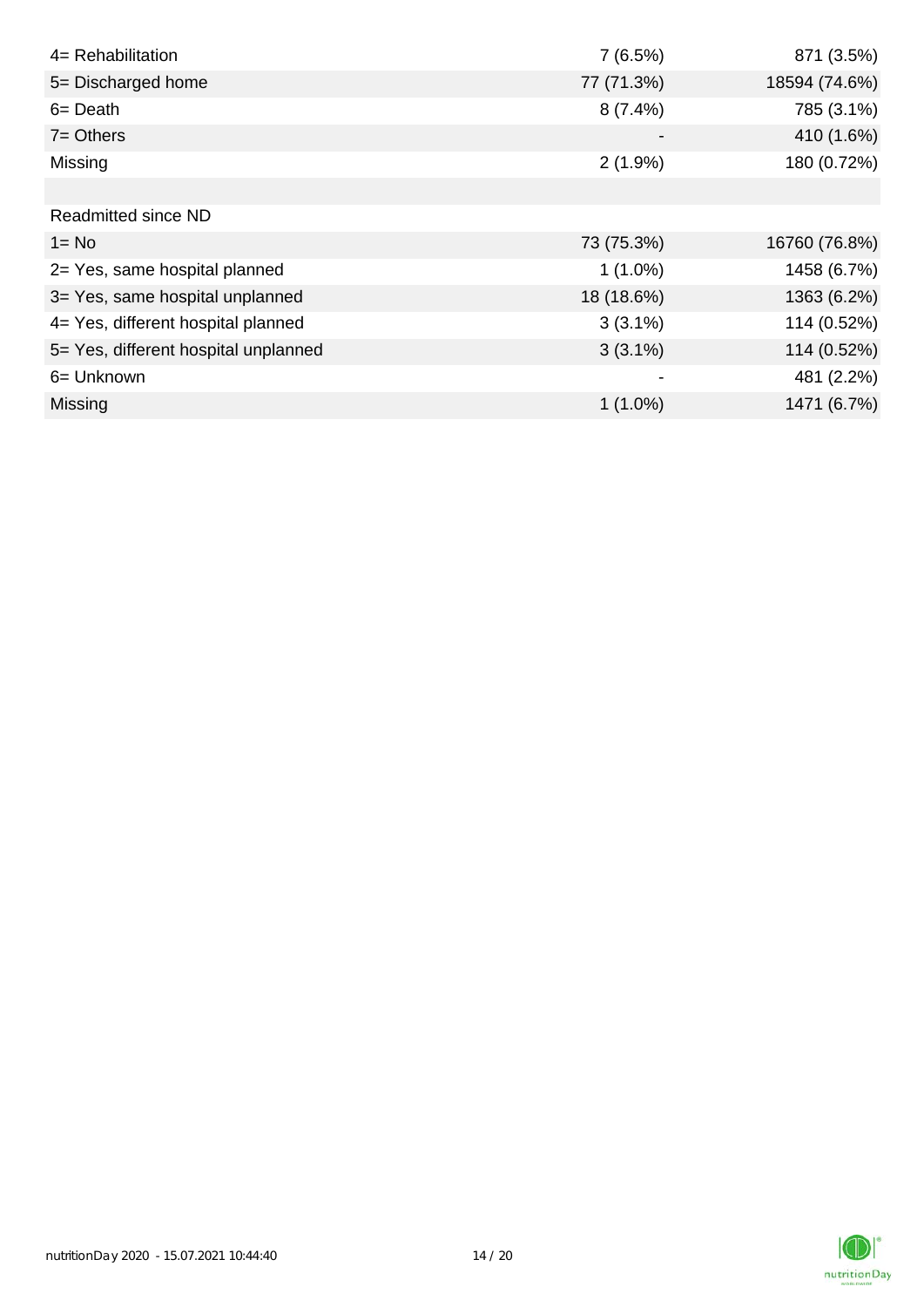| | | |
|---|---|---|
| 4= Rehabilitation | 7 (6.5%) | 871 (3.5%) |
| 5= Discharged home | 77 (71.3%) | 18594 (74.6%) |
| 6= Death | 8 (7.4%) | 785 (3.1%) |
| 7= Others | - | 410 (1.6%) |
| Missing | 2 (1.9%) | 180 (0.72%) |
| | | |
| Readmitted since ND | | |
| 1= No | 73 (75.3%) | 16760 (76.8%) |
| 2= Yes, same hospital planned | 1 (1.0%) | 1458 (6.7%) |
| 3= Yes, same hospital unplanned | 18 (18.6%) | 1363 (6.2%) |
| 4= Yes, different hospital planned | 3 (3.1%) | 114 (0.52%) |
| 5= Yes, different hospital unplanned | 3 (3.1%) | 114 (0.52%) |
| 6= Unknown | - | 481 (2.2%) |
| Missing | 1 (1.0%) | 1471 (6.7%) |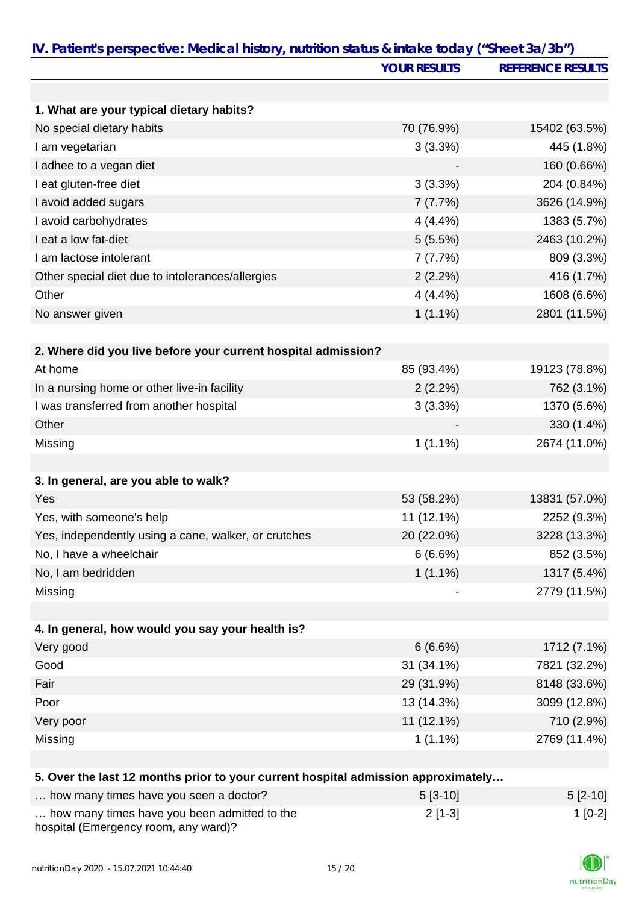## IV. Patient's perspective: Medical history, nutrition status & intake today ("Sheet 3a/3b")

| | YOUR RESULTS | REFERENCE RESULTS |
|---|---|---|
| **1. What are your typical dietary habits?** | | |
| No special dietary habits | 70 (76.9%) | 15402 (63.5%) |
| I am vegetarian | 3 (3.3%) | 445 (1.8%) |
| I adhee to a vegan diet | - | 160 (0.66%) |
| I eat gluten-free diet | 3 (3.3%) | 204 (0.84%) |
| I avoid added sugars | 7 (7.7%) | 3626 (14.9%) |
| I avoid carbohydrates | 4 (4.4%) | 1383 (5.7%) |
| I eat a low fat-diet | 5 (5.5%) | 2463 (10.2%) |
| I am lactose intolerant | 7 (7.7%) | 809 (3.3%) |
| Other special diet due to intolerances/allergies | 2 (2.2%) | 416 (1.7%) |
| Other | 4 (4.4%) | 1608 (6.6%) |
| No answer given | 1 (1.1%) | 2801 (11.5%) |
| **2. Where did you live before your current hospital admission?** | | |
| At home | 85 (93.4%) | 19123 (78.8%) |
| In a nursing home or other live-in facility | 2 (2.2%) | 762 (3.1%) |
| I was transferred from another hospital | 3 (3.3%) | 1370 (5.6%) |
| Other | - | 330 (1.4%) |
| Missing | 1 (1.1%) | 2674 (11.0%) |
| **3. In general, are you able to walk?** | | |
| Yes | 53 (58.2%) | 13831 (57.0%) |
| Yes, with someone's help | 11 (12.1%) | 2252 (9.3%) |
| Yes, independently using a cane, walker, or crutches | 20 (22.0%) | 3228 (13.3%) |
| No, I have a wheelchair | 6 (6.6%) | 852 (3.5%) |
| No, I am bedridden | 1 (1.1%) | 1317 (5.4%) |
| Missing | - | 2779 (11.5%) |
| **4. In general, how would you say your health is?** | | |
| Very good | 6 (6.6%) | 1712 (7.1%) |
| Good | 31 (34.1%) | 7821 (32.2%) |
| Fair | 29 (31.9%) | 8148 (33.6%) |
| Poor | 13 (14.3%) | 3099 (12.8%) |
| Very poor | 11 (12.1%) | 710 (2.9%) |
| Missing | 1 (1.1%) | 2769 (11.4%) |
| **5. Over the last 12 months prior to your current hospital admission approximately…** | | |
| … how many times have you seen a doctor? | 5 [3-10] | 5 [2-10] |
| … how many times have you been admitted to the hospital (Emergency room, any ward)? | 2 [1-3] | 1 [0-2] |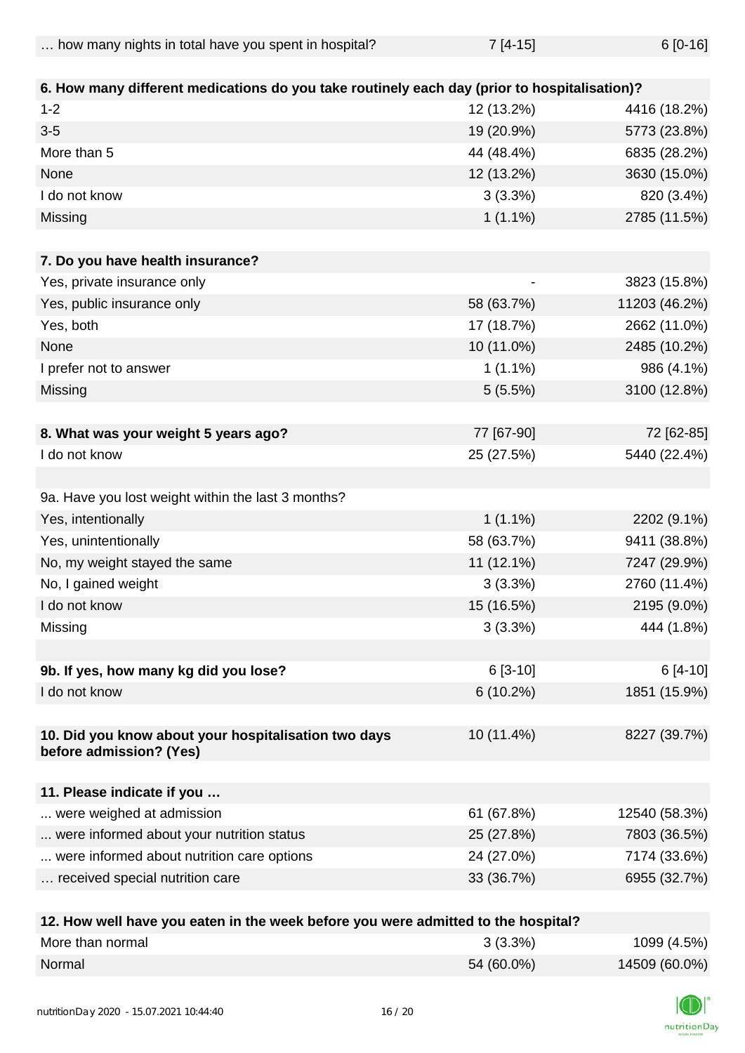| | | |
|---|---|---|
| … how many nights in total have you spent in hospital? | 7 [4-15] | 6 [0-16] |
| | | |
| **6. How many different medications do you take routinely each day (prior to hospitalisation)?** | | |
| 1-2 | 12 (13.2%) | 4416 (18.2%) |
| 3-5 | 19 (20.9%) | 5773 (23.8%) |
| More than 5 | 44 (48.4%) | 6835 (28.2%) |
| None | 12 (13.2%) | 3630 (15.0%) |
| I do not know | 3 (3.3%) | 820 (3.4%) |
| Missing | 1 (1.1%) | 2785 (11.5%) |
| | | |
| **7. Do you have health insurance?** | | |
| Yes, private insurance only | - | 3823 (15.8%) |
| Yes, public insurance only | 58 (63.7%) | 11203 (46.2%) |
| Yes, both | 17 (18.7%) | 2662 (11.0%) |
| None | 10 (11.0%) | 2485 (10.2%) |
| I prefer not to answer | 1 (1.1%) | 986 (4.1%) |
| Missing | 5 (5.5%) | 3100 (12.8%) |
| | | |
| **8. What was your weight 5 years ago?** | 77 [67-90] | 72 [62-85] |
| I do not know | 25 (27.5%) | 5440 (22.4%) |
| | | |
| 9a. Have you lost weight within the last 3 months? | | |
| Yes, intentionally | 1 (1.1%) | 2202 (9.1%) |
| Yes, unintentionally | 58 (63.7%) | 9411 (38.8%) |
| No, my weight stayed the same | 11 (12.1%) | 7247 (29.9%) |
| No, I gained weight | 3 (3.3%) | 2760 (11.4%) |
| I do not know | 15 (16.5%) | 2195 (9.0%) |
| Missing | 3 (3.3%) | 444 (1.8%) |
| | | |
| **9b. If yes, how many kg did you lose?** | 6 [3-10] | 6 [4-10] |
| I do not know | 6 (10.2%) | 1851 (15.9%) |
| | | |
| **10. Did you know about your hospitalisation two days before admission? (Yes)** | 10 (11.4%) | 8227 (39.7%) |
| | | |
| **11. Please indicate if you …** | | |
| ... were weighed at admission | 61 (67.8%) | 12540 (58.3%) |
| ... were informed about your nutrition status | 25 (27.8%) | 7803 (36.5%) |
| ... were informed about nutrition care options | 24 (27.0%) | 7174 (33.6%) |
| … received special nutrition care | 33 (36.7%) | 6955 (32.7%) |
| | | |
| **12. How well have you eaten in the week before you were admitted to the hospital?** | | |
| More than normal | 3 (3.3%) | 1099 (4.5%) |
| Normal | 54 (60.0%) | 14509 (60.0%) |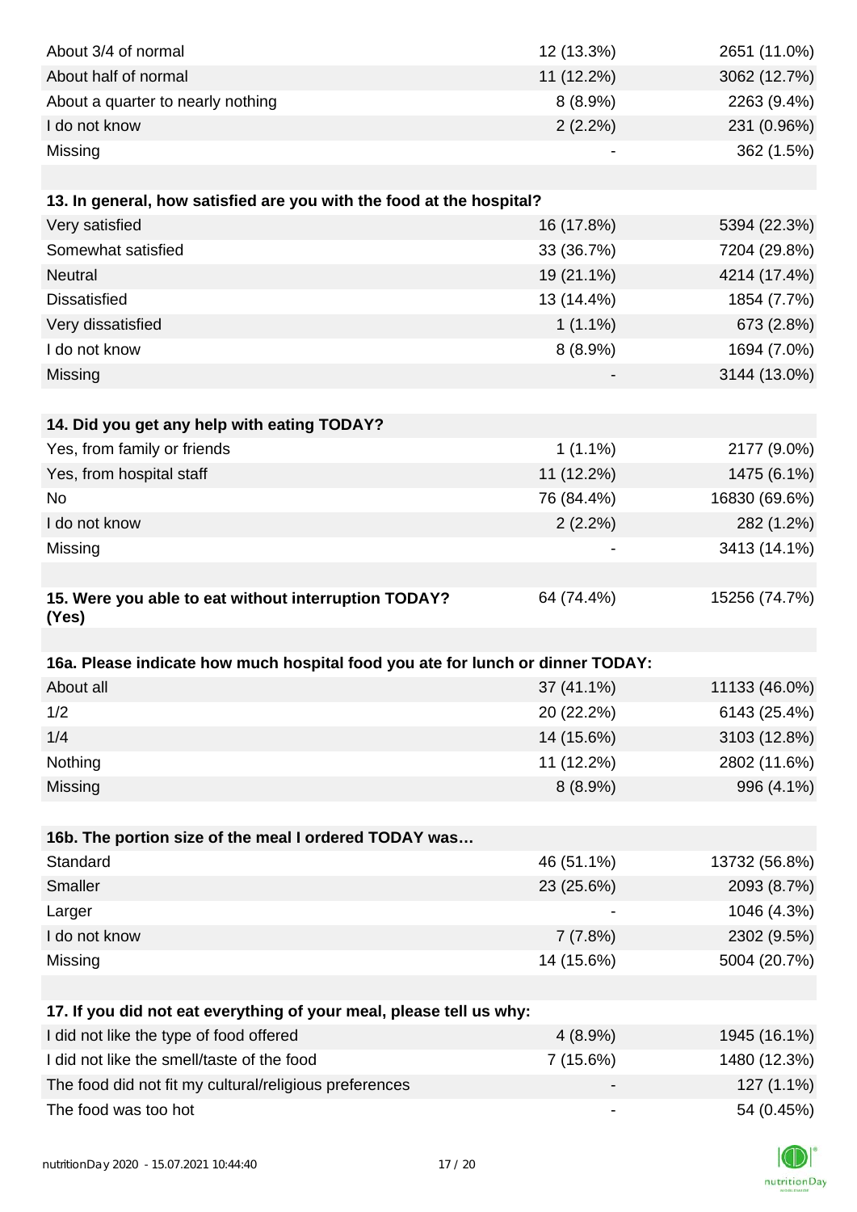| | | |
|---|---|---|
| About 3/4 of normal | 12 (13.3%) | 2651 (11.0%) |
| About half of normal | 11 (12.2%) | 3062 (12.7%) |
| About a quarter to nearly nothing | 8 (8.9%) | 2263 (9.4%) |
| I do not know | 2 (2.2%) | 231 (0.96%) |
| Missing | - | 362 (1.5%) |

| **13. In general, how satisfied are you with the food at the hospital?** | | |
|---|---|---|
| Very satisfied | 16 (17.8%) | 5394 (22.3%) |
| Somewhat satisfied | 33 (36.7%) | 7204 (29.8%) |
| Neutral | 19 (21.1%) | 4214 (17.4%) |
| Dissatisfied | 13 (14.4%) | 1854 (7.7%) |
| Very dissatisfied | 1 (1.1%) | 673 (2.8%) |
| I do not know | 8 (8.9%) | 1694 (7.0%) |
| Missing | - | 3144 (13.0%) |

| **14. Did you get any help with eating TODAY?** | | |
|---|---|---|
| Yes, from family or friends | 1 (1.1%) | 2177 (9.0%) |
| Yes, from hospital staff | 11 (12.2%) | 1475 (6.1%) |
| No | 76 (84.4%) | 16830 (69.6%) |
| I do not know | 2 (2.2%) | 282 (1.2%) |
| Missing | - | 3413 (14.1%) |

| **15. Were you able to eat without interruption TODAY? (Yes)** | 64 (74.4%) | 15256 (74.7%) |
|---|---|---|

| **16a. Please indicate how much hospital food you ate for lunch or dinner TODAY:** | | |
|---|---|---|
| About all | 37 (41.1%) | 11133 (46.0%) |
| 1/2 | 20 (22.2%) | 6143 (25.4%) |
| 1/4 | 14 (15.6%) | 3103 (12.8%) |
| Nothing | 11 (12.2%) | 2802 (11.6%) |
| Missing | 8 (8.9%) | 996 (4.1%) |

| **16b. The portion size of the meal I ordered TODAY was…** | | |
|---|---|---|
| Standard | 46 (51.1%) | 13732 (56.8%) |
| Smaller | 23 (25.6%) | 2093 (8.7%) |
| Larger | - | 1046 (4.3%) |
| I do not know | 7 (7.8%) | 2302 (9.5%) |
| Missing | 14 (15.6%) | 5004 (20.7%) |

| **17. If you did not eat everything of your meal, please tell us why:** | | |
|---|---|---|
| I did not like the type of food offered | 4 (8.9%) | 1945 (16.1%) |
| I did not like the smell/taste of the food | 7 (15.6%) | 1480 (12.3%) |
| The food did not fit my cultural/religious preferences | - | 127 (1.1%) |
| The food was too hot | - | 54 (0.45%) |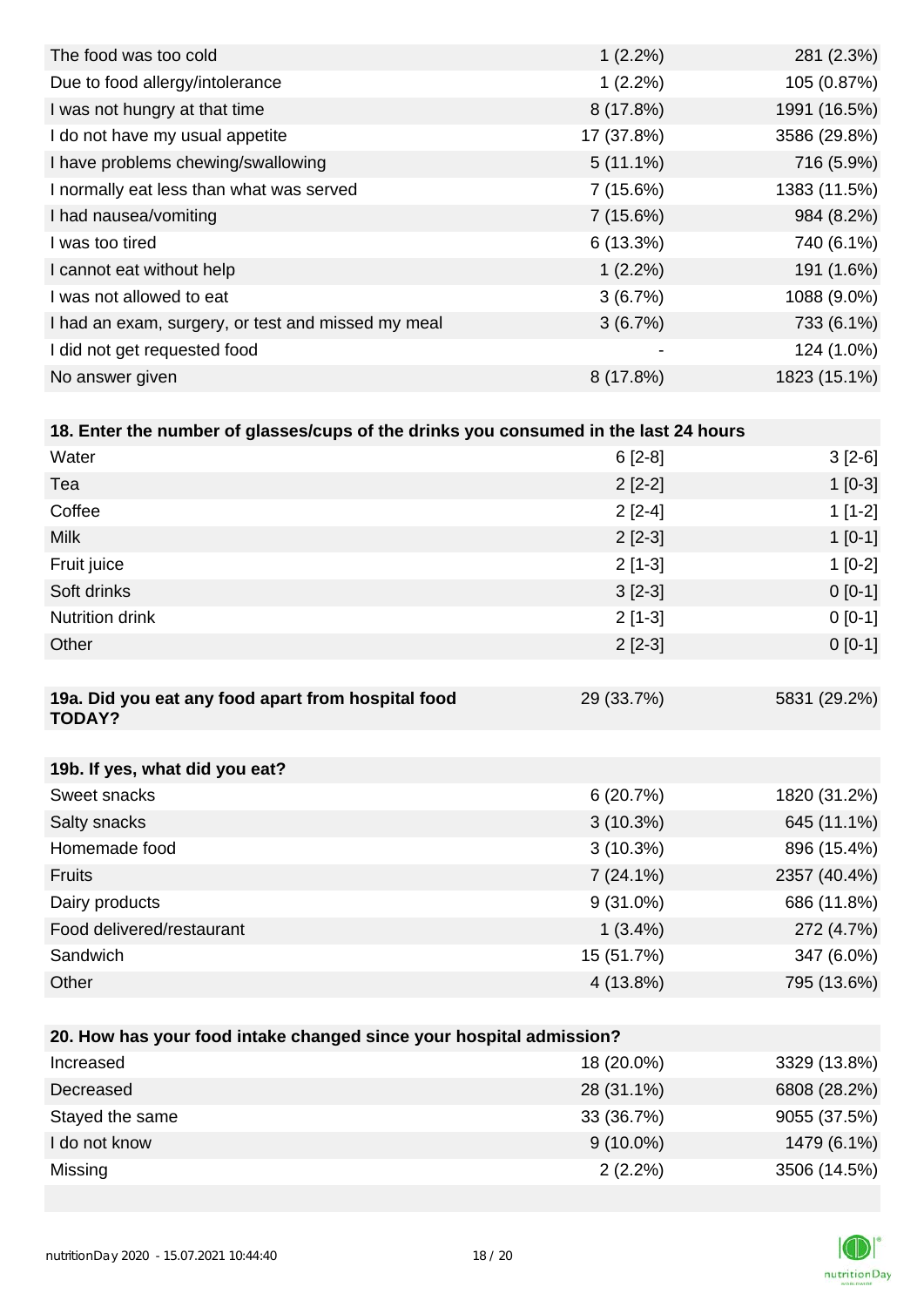| | | |
|---|---|---|
| The food was too cold | 1 (2.2%) | 281 (2.3%) |
| Due to food allergy/intolerance | 1 (2.2%) | 105 (0.87%) |
| I was not hungry at that time | 8 (17.8%) | 1991 (16.5%) |
| I do not have my usual appetite | 17 (37.8%) | 3586 (29.8%) |
| I have problems chewing/swallowing | 5 (11.1%) | 716 (5.9%) |
| I normally eat less than what was served | 7 (15.6%) | 1383 (11.5%) |
| I had nausea/vomiting | 7 (15.6%) | 984 (8.2%) |
| I was too tired | 6 (13.3%) | 740 (6.1%) |
| I cannot eat without help | 1 (2.2%) | 191 (1.6%) |
| I was not allowed to eat | 3 (6.7%) | 1088 (9.0%) |
| I had an exam, surgery, or test and missed my meal | 3 (6.7%) | 733 (6.1%) |
| I did not get requested food | - | 124 (1.0%) |
| No answer given | 8 (17.8%) | 1823 (15.1%) |

| **18. Enter the number of glasses/cups of the drinks you consumed in the last 24 hours** | | |
|---|---|---|
| Water | 6 [2-8] | 3 [2-6] |
| Tea | 2 [2-2] | 1 [0-3] |
| Coffee | 2 [2-4] | 1 [1-2] |
| Milk | 2 [2-3] | 1 [0-1] |
| Fruit juice | 2 [1-3] | 1 [0-2] |
| Soft drinks | 3 [2-3] | 0 [0-1] |
| Nutrition drink | 2 [1-3] | 0 [0-1] |
| Other | 2 [2-3] | 0 [0-1] |

| **19a. Did you eat any food apart from hospital food TODAY?** | 29 (33.7%) | 5831 (29.2%) |
|---|---|---|

| **19b. If yes, what did you eat?** | | |
|---|---|---|
| Sweet snacks | 6 (20.7%) | 1820 (31.2%) |
| Salty snacks | 3 (10.3%) | 645 (11.1%) |
| Homemade food | 3 (10.3%) | 896 (15.4%) |
| Fruits | 7 (24.1%) | 2357 (40.4%) |
| Dairy products | 9 (31.0%) | 686 (11.8%) |
| Food delivered/restaurant | 1 (3.4%) | 272 (4.7%) |
| Sandwich | 15 (51.7%) | 347 (6.0%) |
| Other | 4 (13.8%) | 795 (13.6%) |

| **20. How has your food intake changed since your hospital admission?** | | |
|---|---|---|
| Increased | 18 (20.0%) | 3329 (13.8%) |
| Decreased | 28 (31.1%) | 6808 (28.2%) |
| Stayed the same | 33 (36.7%) | 9055 (37.5%) |
| I do not know | 9 (10.0%) | 1479 (6.1%) |
| Missing | 2 (2.2%) | 3506 (14.5%) |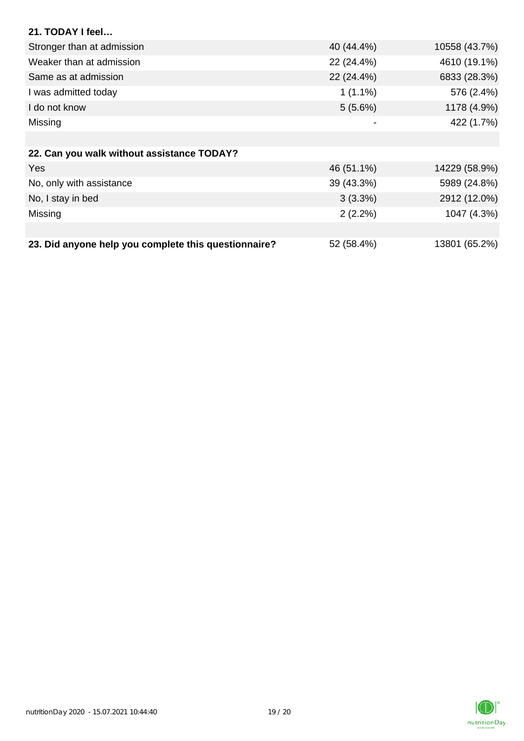| **21. TODAY I feel…** | | |
|---|---|---|
| Stronger than at admission | 40 (44.4%) | 10558 (43.7%) |
| Weaker than at admission | 22 (24.4%) | 4610 (19.1%) |
| Same as at admission | 22 (24.4%) | 6833 (28.3%) |
| I was admitted today | 1 (1.1%) | 576 (2.4%) |
| I do not know | 5 (5.6%) | 1178 (4.9%) |
| Missing | - | 422 (1.7%) |

| **22. Can you walk without assistance TODAY?** | | |
|---|---|---|
| Yes | 46 (51.1%) | 14229 (58.9%) |
| No, only with assistance | 39 (43.3%) | 5989 (24.8%) |
| No, I stay in bed | 3 (3.3%) | 2912 (12.0%) |
| Missing | 2 (2.2%) | 1047 (4.3%) |

| **23. Did anyone help you complete this questionnaire?** | 52 (58.4%) | 13801 (65.2%) |
|---|---|---|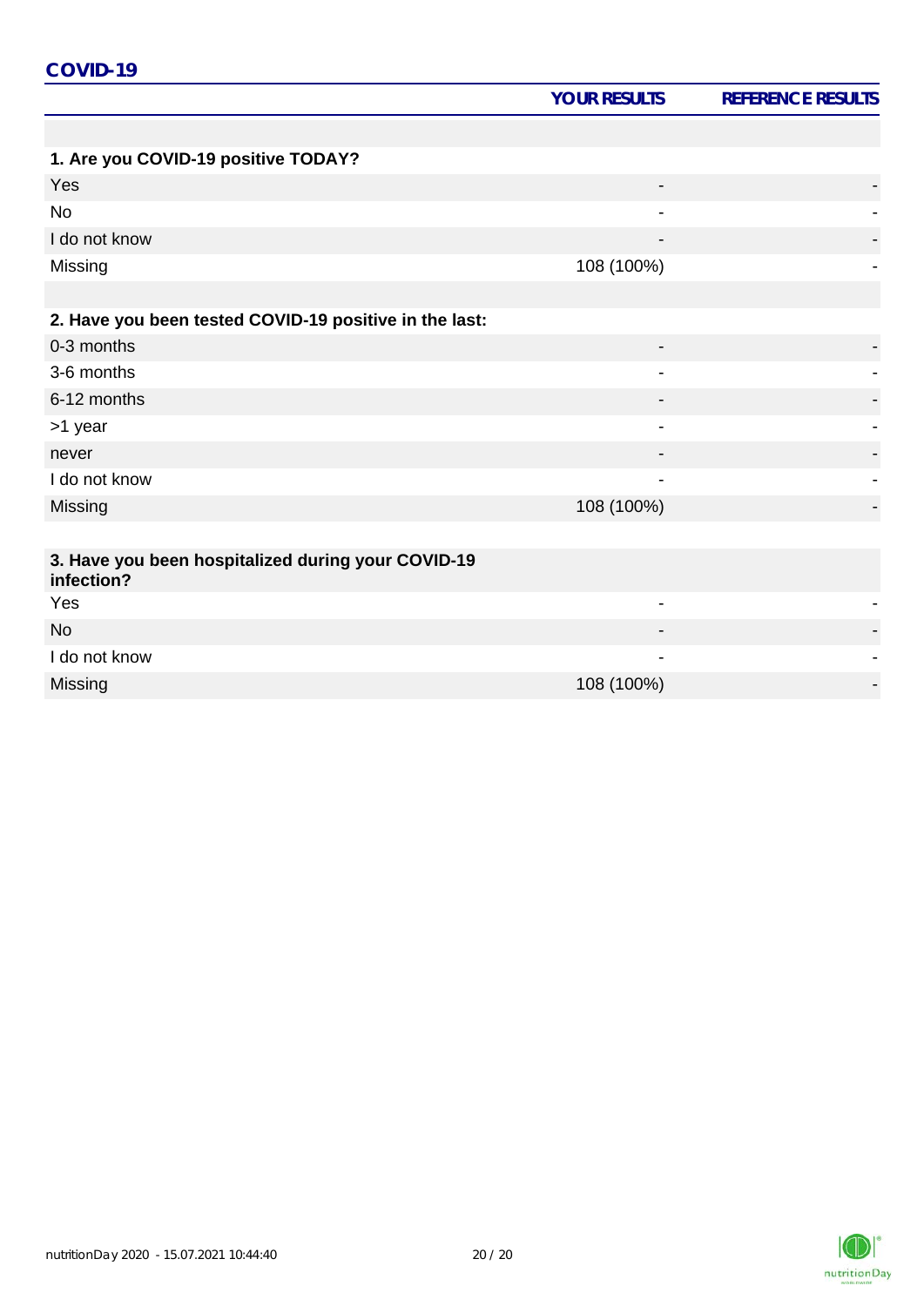## COVID-19

| | YOUR RESULTS | REFERENCE RESULTS |
|---|---|---|
| **1. Are you COVID-19 positive TODAY?** | | |
| Yes | - | - |
| No | - | - |
| I do not know | - | - |
| Missing | 108 (100%) | - |
| **2. Have you been tested COVID-19 positive in the last:** | | |
| 0-3 months | - | - |
| 3-6 months | - | - |
| 6-12 months | - | - |
| >1 year | - | - |
| never | - | - |
| I do not know | - | - |
| Missing | 108 (100%) | - |
| **3. Have you been hospitalized during your COVID-19 infection?** | | |
| Yes | - | - |
| No | - | - |
| I do not know | - | - |
| Missing | 108 (100%) | - |